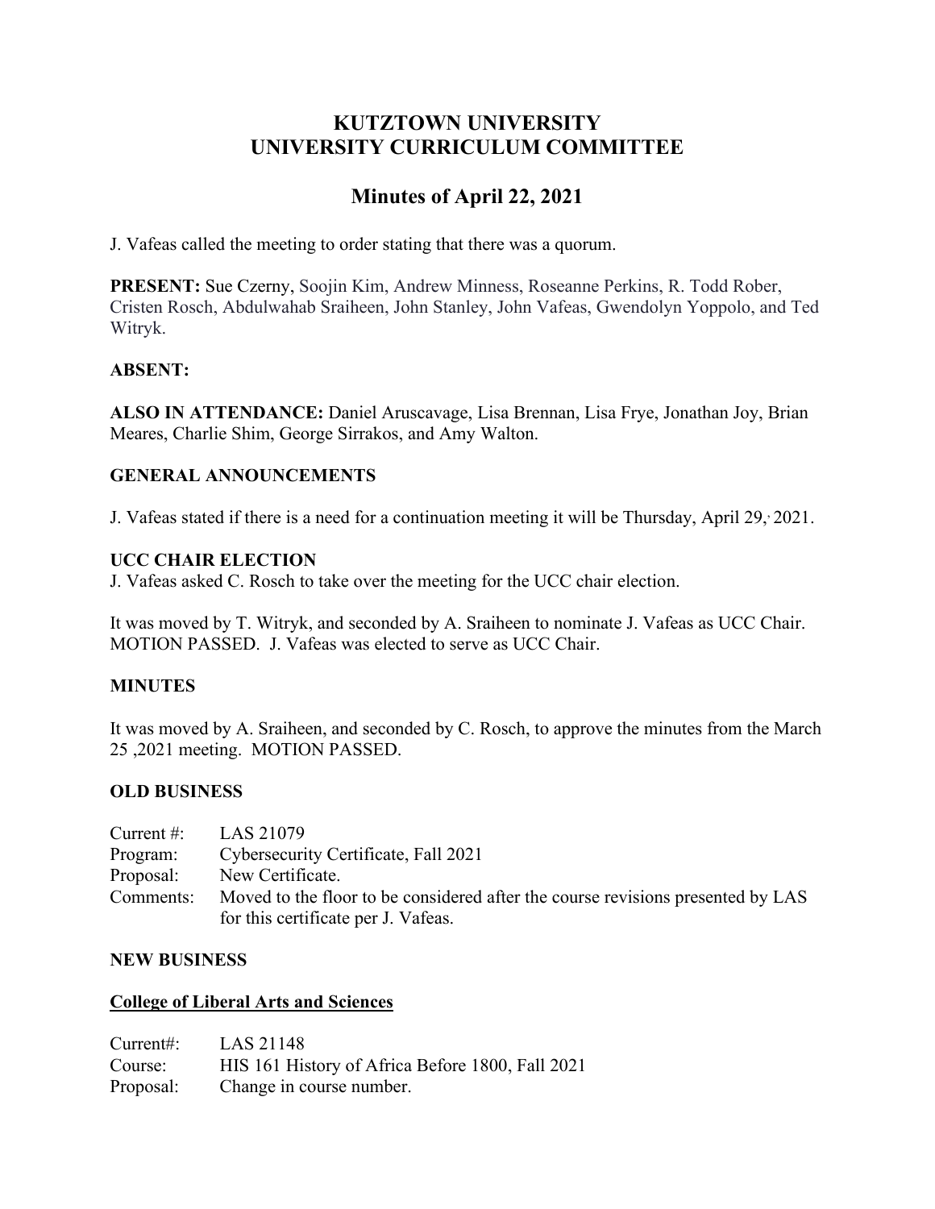# KUTZTOWN UNIVERSITY
# UNIVERSITY CURRICULUM COMMITTEE

## Minutes of April 22, 2021

J. Vafeas called the meeting to order stating that there was a quorum.

**PRESENT:** Sue Czerny, Soojin Kim, Andrew Minness, Roseanne Perkins, R. Todd Rober, Cristen Rosch, Abdulwahab Sraiheen, John Stanley, John Vafeas, Gwendolyn Yoppolo, and Ted Witryk.

**ABSENT:**

**ALSO IN ATTENDANCE:** Daniel Aruscavage, Lisa Brennan, Lisa Frye, Jonathan Joy, Brian Meares, Charlie Shim, George Sirrakos, and Amy Walton.

**GENERAL ANNOUNCEMENTS**

J. Vafeas stated if there is a need for a continuation meeting it will be Thursday, April 29, 2021.

**UCC CHAIR ELECTION**

J. Vafeas asked C. Rosch to take over the meeting for the UCC chair election.

It was moved by T. Witryk, and seconded by A. Sraiheen to nominate J. Vafeas as UCC Chair. MOTION PASSED. J. Vafeas was elected to serve as UCC Chair.

**MINUTES**

It was moved by A. Sraiheen, and seconded by C. Rosch, to approve the minutes from the March 25 ,2021 meeting. MOTION PASSED.

**OLD BUSINESS**

Current #: LAS 21079
Program: Cybersecurity Certificate, Fall 2021
Proposal: New Certificate.
Comments: Moved to the floor to be considered after the course revisions presented by LAS for this certificate per J. Vafeas.

**NEW BUSINESS**

**College of Liberal Arts and Sciences**

Current#: LAS 21148
Course: HIS 161 History of Africa Before 1800, Fall 2021
Proposal: Change in course number.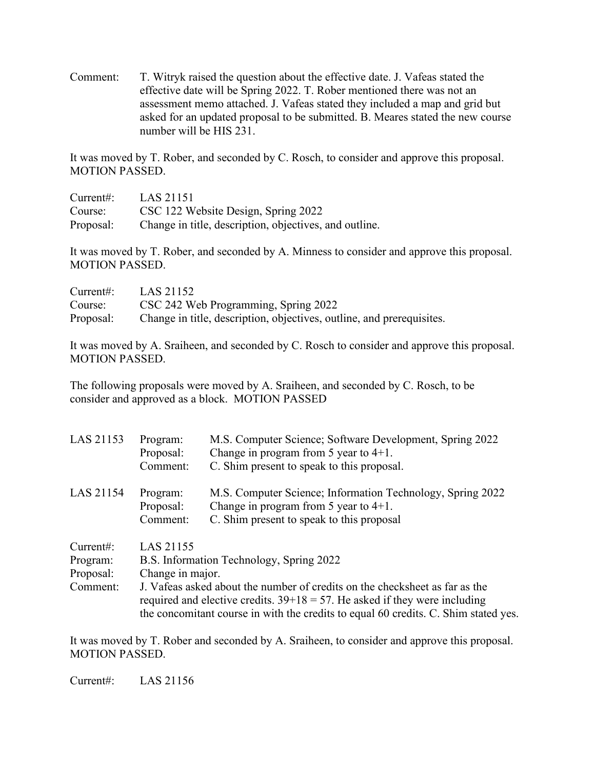Comment: T. Witryk raised the question about the effective date. J. Vafeas stated the effective date will be Spring 2022. T. Rober mentioned there was not an assessment memo attached. J. Vafeas stated they included a map and grid but asked for an updated proposal to be submitted. B. Meares stated the new course number will be HIS 231.

It was moved by T. Rober, and seconded by C. Rosch, to consider and approve this proposal. MOTION PASSED.

Current#: LAS 21151
Course: CSC 122 Website Design, Spring 2022
Proposal: Change in title, description, objectives, and outline.

It was moved by T. Rober, and seconded by A. Minness to consider and approve this proposal. MOTION PASSED.

Current#: LAS 21152
Course: CSC 242 Web Programming, Spring 2022
Proposal: Change in title, description, objectives, outline, and prerequisites.

It was moved by A. Sraiheen, and seconded by C. Rosch to consider and approve this proposal. MOTION PASSED.

The following proposals were moved by A. Sraiheen, and seconded by C. Rosch, to be consider and approved as a block. MOTION PASSED

LAS 21153
Program: M.S. Computer Science; Software Development, Spring 2022
Proposal: Change in program from 5 year to 4+1.
Comment: C. Shim present to speak to this proposal.

LAS 21154
Program: M.S. Computer Science; Information Technology, Spring 2022
Proposal: Change in program from 5 year to 4+1.
Comment: C. Shim present to speak to this proposal

Current#: LAS 21155
Program: B.S. Information Technology, Spring 2022
Proposal: Change in major.
Comment: J. Vafeas asked about the number of credits on the checksheet as far as the required and elective credits. 39+18 = 57. He asked if they were including the concomitant course in with the credits to equal 60 credits. C. Shim stated yes.

It was moved by T. Rober and seconded by A. Sraiheen, to consider and approve this proposal. MOTION PASSED.

Current#: LAS 21156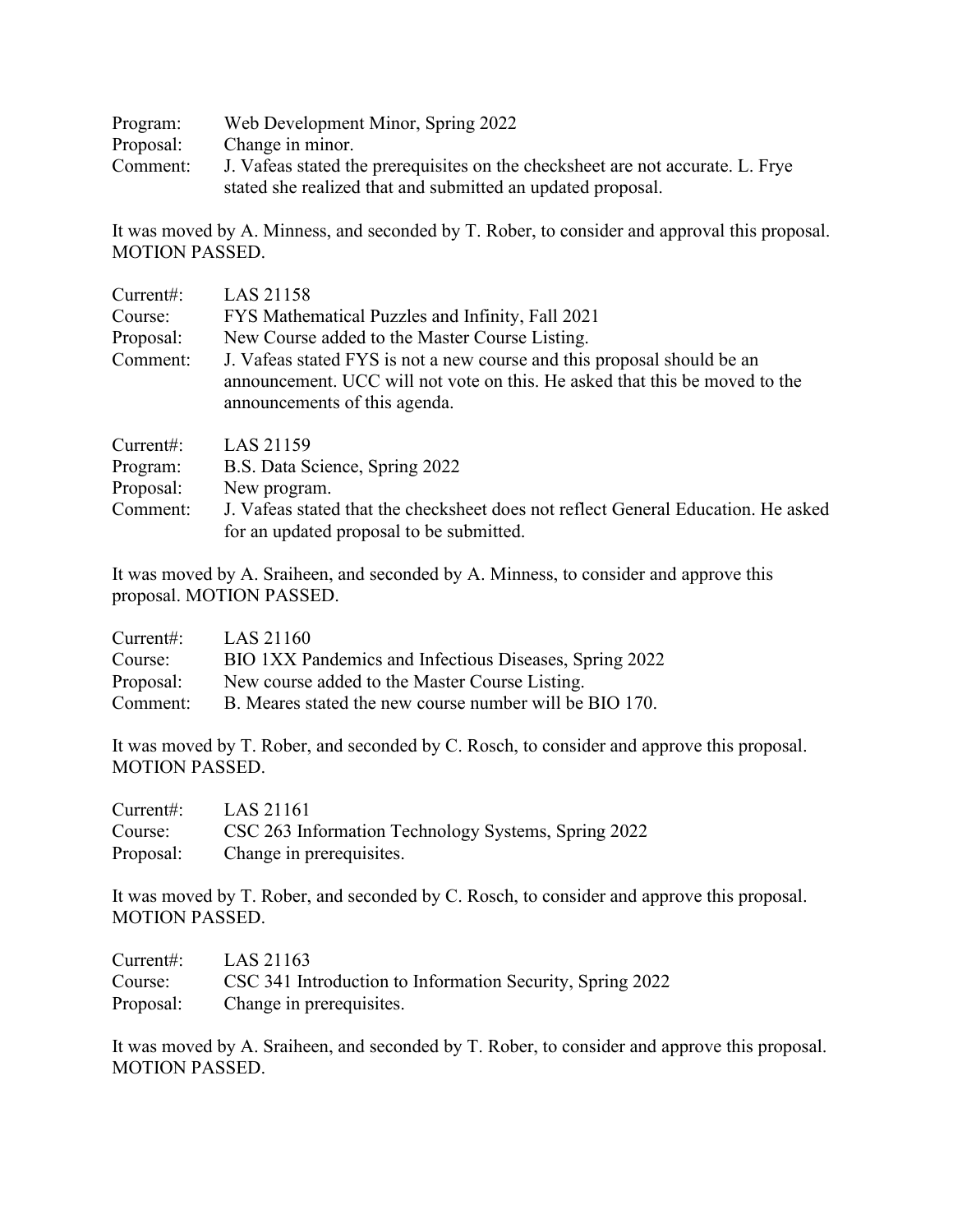Program: Web Development Minor, Spring 2022
Proposal: Change in minor.
Comment: J. Vafeas stated the prerequisites on the checksheet are not accurate. L. Frye stated she realized that and submitted an updated proposal.

It was moved by A. Minness, and seconded by T. Rober, to consider and approval this proposal. MOTION PASSED.

Current#: LAS 21158
Course: FYS Mathematical Puzzles and Infinity, Fall 2021
Proposal: New Course added to the Master Course Listing.
Comment: J. Vafeas stated FYS is not a new course and this proposal should be an announcement. UCC will not vote on this. He asked that this be moved to the announcements of this agenda.

Current#: LAS 21159
Program: B.S. Data Science, Spring 2022
Proposal: New program.
Comment: J. Vafeas stated that the checksheet does not reflect General Education. He asked for an updated proposal to be submitted.

It was moved by A. Sraiheen, and seconded by A. Minness, to consider and approve this proposal. MOTION PASSED.

Current#: LAS 21160
Course: BIO 1XX Pandemics and Infectious Diseases, Spring 2022
Proposal: New course added to the Master Course Listing.
Comment: B. Meares stated the new course number will be BIO 170.

It was moved by T. Rober, and seconded by C. Rosch, to consider and approve this proposal. MOTION PASSED.

Current#: LAS 21161
Course: CSC 263 Information Technology Systems, Spring 2022
Proposal: Change in prerequisites.

It was moved by T. Rober, and seconded by C. Rosch, to consider and approve this proposal. MOTION PASSED.

Current#: LAS 21163
Course: CSC 341 Introduction to Information Security, Spring 2022
Proposal: Change in prerequisites.

It was moved by A. Sraiheen, and seconded by T. Rober, to consider and approve this proposal. MOTION PASSED.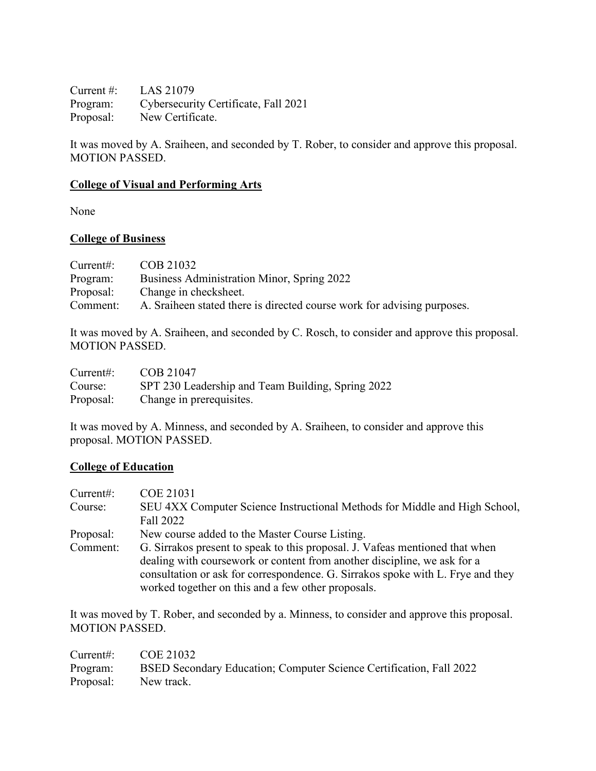Current #: LAS 21079
Program: Cybersecurity Certificate, Fall 2021
Proposal: New Certificate.

It was moved by A. Sraiheen, and seconded by T. Rober, to consider and approve this proposal. MOTION PASSED.

**College of Visual and Performing Arts**

None

**College of Business**

Current#: COB 21032
Program: Business Administration Minor, Spring 2022
Proposal: Change in checksheet.
Comment: A. Sraiheen stated there is directed course work for advising purposes.

It was moved by A. Sraiheen, and seconded by C. Rosch, to consider and approve this proposal. MOTION PASSED.

Current#: COB 21047
Course: SPT 230 Leadership and Team Building, Spring 2022
Proposal: Change in prerequisites.

It was moved by A. Minness, and seconded by A. Sraiheen, to consider and approve this proposal. MOTION PASSED.

**College of Education**

Current#: COE 21031
Course: SEU 4XX Computer Science Instructional Methods for Middle and High School, Fall 2022
Proposal: New course added to the Master Course Listing.
Comment: G. Sirrakos present to speak to this proposal. J. Vafeas mentioned that when dealing with coursework or content from another discipline, we ask for a consultation or ask for correspondence. G. Sirrakos spoke with L. Frye and they worked together on this and a few other proposals.

It was moved by T. Rober, and seconded by a. Minness, to consider and approve this proposal. MOTION PASSED.

Current#: COE 21032
Program: BSED Secondary Education; Computer Science Certification, Fall 2022
Proposal: New track.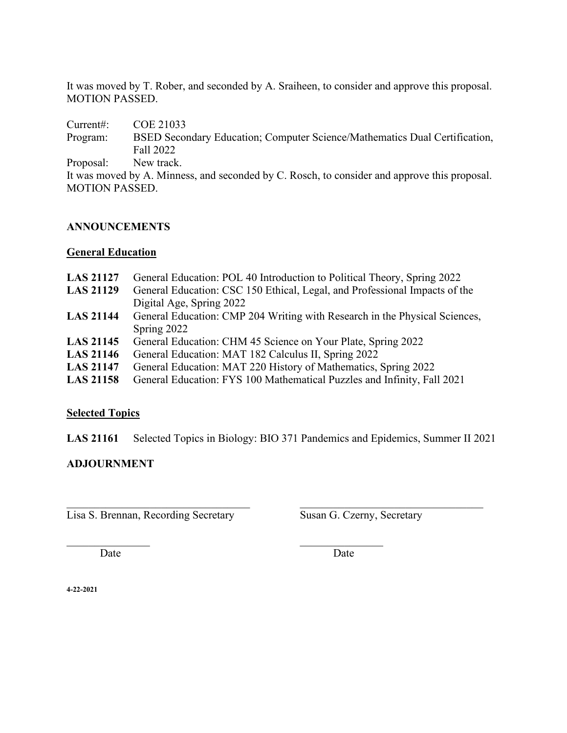It was moved by T. Rober, and seconded by A. Sraiheen, to consider and approve this proposal. MOTION PASSED.

Current#: COE 21033
Program: BSED Secondary Education; Computer Science/Mathematics Dual Certification, Fall 2022
Proposal: New track.
It was moved by A. Minness, and seconded by C. Rosch, to consider and approve this proposal. MOTION PASSED.

**ANNOUNCEMENTS**

**General Education**

**LAS 21127** General Education: POL 40 Introduction to Political Theory, Spring 2022
**LAS 21129** General Education: CSC 150 Ethical, Legal, and Professional Impacts of the Digital Age, Spring 2022
**LAS 21144** General Education: CMP 204 Writing with Research in the Physical Sciences, Spring 2022
**LAS 21145** General Education: CHM 45 Science on Your Plate, Spring 2022
**LAS 21146** General Education: MAT 182 Calculus II, Spring 2022
**LAS 21147** General Education: MAT 220 History of Mathematics, Spring 2022
**LAS 21158** General Education: FYS 100 Mathematical Puzzles and Infinity, Fall 2021

**Selected Topics**

**LAS 21161** Selected Topics in Biology: BIO 371 Pandemics and Epidemics, Summer II 2021

**ADJOURNMENT**

\_\_\_\_\_\_\_\_\_\_\_\_\_\_\_\_\_\_\_\_\_\_\_\_\_\_\_\_\_\_\_\_\_\_
Lisa S. Brennan, Recording Secretary

\_\_\_\_\_\_\_\_\_\_\_\_\_\_\_
Date

\_\_\_\_\_\_\_\_\_\_\_\_\_\_\_\_\_\_\_\_\_\_\_\_\_\_\_\_\_\_\_\_\_\_
Susan G. Czerny, Secretary

\_\_\_\_\_\_\_\_\_\_\_\_\_\_\_
Date

**4-22-2021**